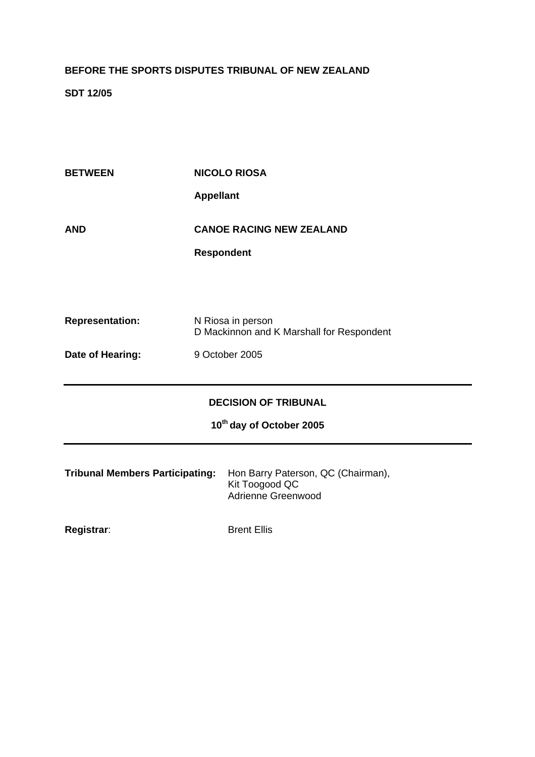**BEFORE THE SPORTS DISPUTES TRIBUNAL OF NEW ZEALAND**

**SDT 12/05**

| | |
|---|---|
| **BETWEEN** | **NICOLO RIOSA** |
| | **Appellant** |
| **AND** | **CANOE RACING NEW ZEALAND** |
| | **Respondent** |

| | |
|---|---|
| **Representation:** | N Riosa in person<br>D Mackinnon and K Marshall for Respondent |
| **Date of Hearing:** | 9 October 2005 |

---

**DECISION OF TRIBUNAL**

**10th day of October 2005**

---

| | |
|---|---|
| **Tribunal Members Participating:** | Hon Barry Paterson, QC (Chairman),<br>Kit Toogood QC<br>Adrienne Greenwood |
| **Registrar**: | Brent Ellis |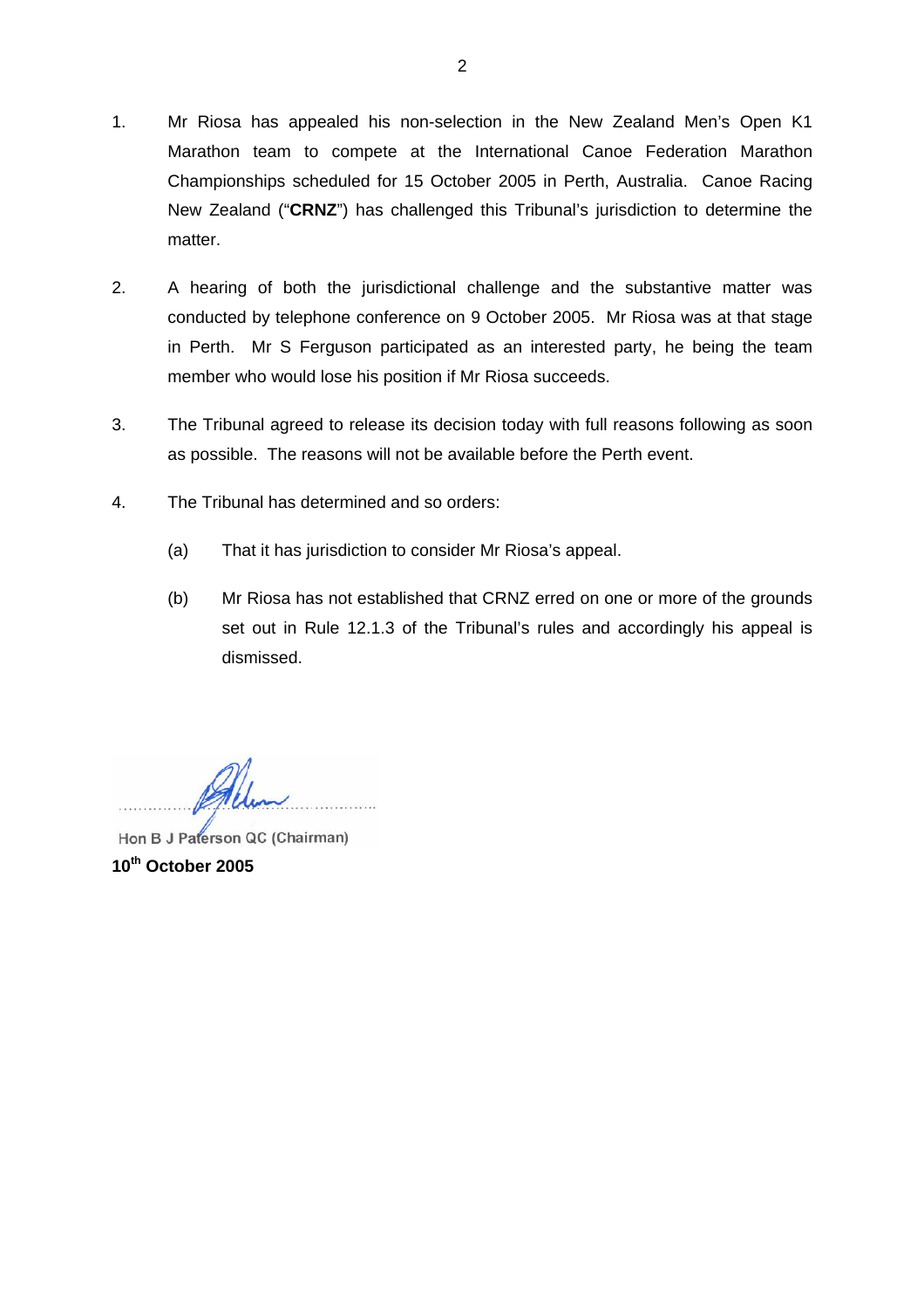1. Mr Riosa has appealed his non-selection in the New Zealand Men's Open K1 Marathon team to compete at the International Canoe Federation Marathon Championships scheduled for 15 October 2005 in Perth, Australia. Canoe Racing New Zealand ("**CRNZ**") has challenged this Tribunal's jurisdiction to determine the matter.

2. A hearing of both the jurisdictional challenge and the substantive matter was conducted by telephone conference on 9 October 2005. Mr Riosa was at that stage in Perth. Mr S Ferguson participated as an interested party, he being the team member who would lose his position if Mr Riosa succeeds.

3. The Tribunal agreed to release its decision today with full reasons following as soon as possible. The reasons will not be available before the Perth event.

4. The Tribunal has determined and so orders:

   (a) That it has jurisdiction to consider Mr Riosa's appeal.

   (b) Mr Riosa has not established that CRNZ erred on one or more of the grounds set out in Rule 12.1.3 of the Tribunal's rules and accordingly his appeal is dismissed.

Hon B J Paterson QC (Chairman)

**10th October 2005**